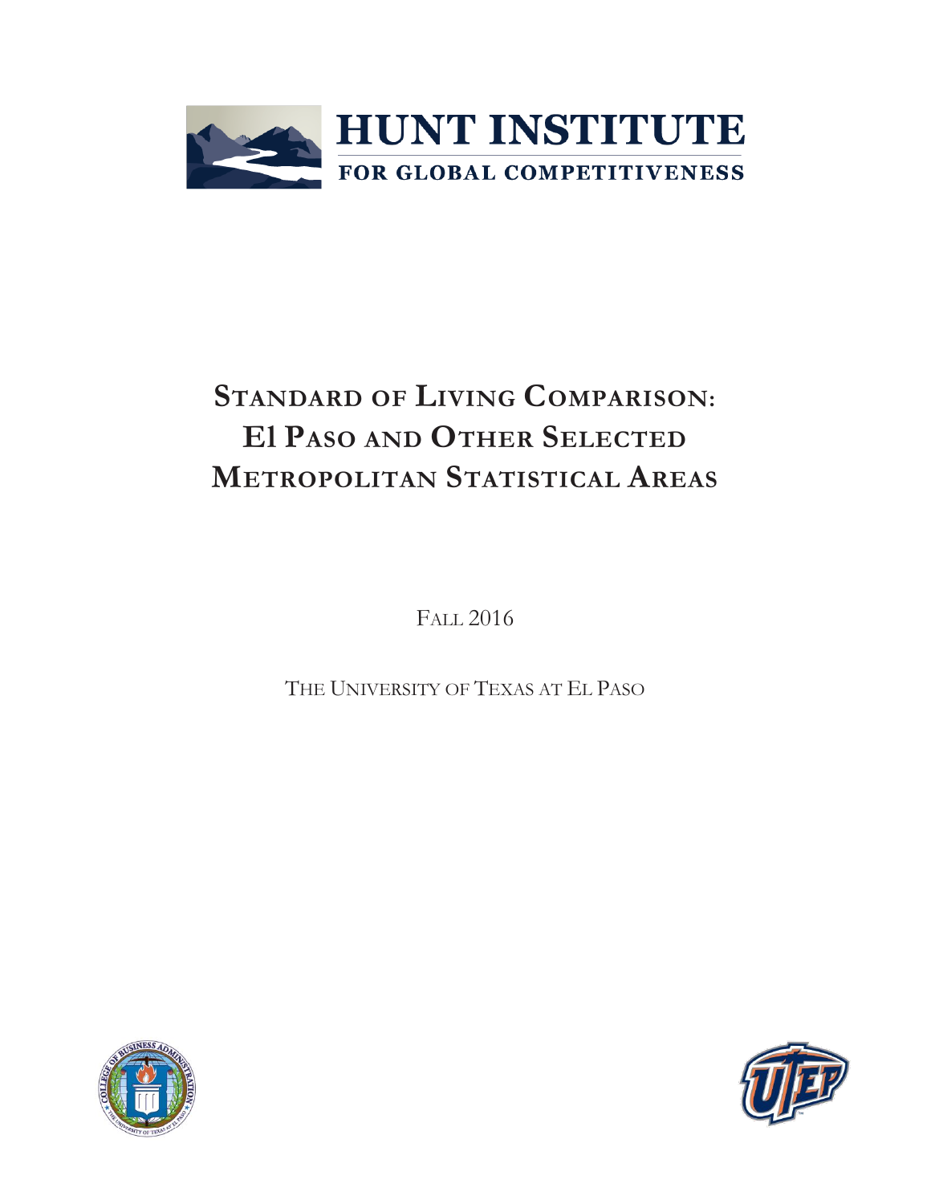**HUNT INSTITUTE**
**FOR GLOBAL COMPETITIVENESS**

# STANDARD OF LIVING COMPARISON: El PASO AND OTHER SELECTED METROPOLITAN STATISTICAL AREAS

FALL 2016

THE UNIVERSITY OF TEXAS AT EL PASO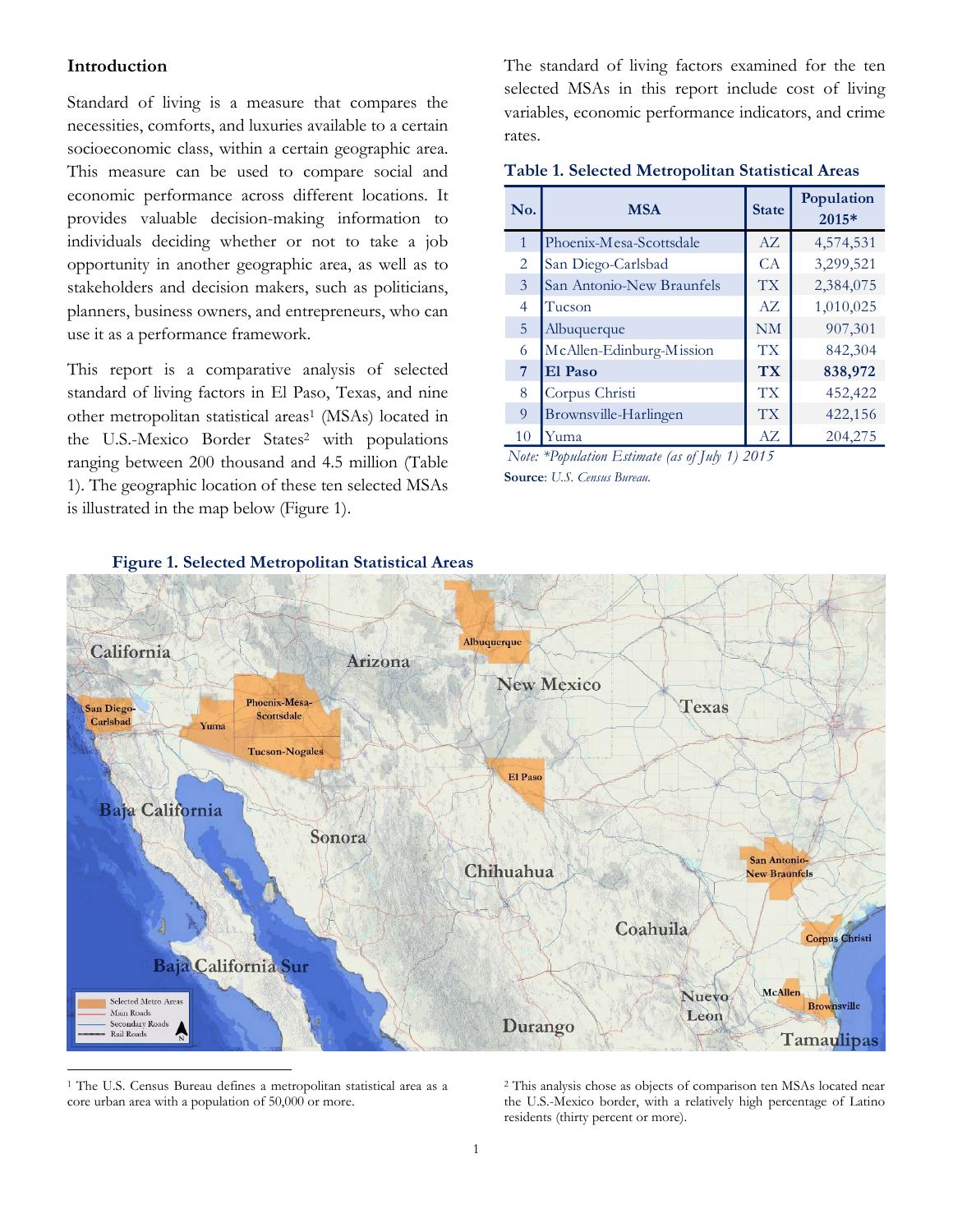## Introduction

Standard of living is a measure that compares the necessities, comforts, and luxuries available to a certain socioeconomic class, within a certain geographic area. This measure can be used to compare social and economic performance across different locations. It provides valuable decision-making information to individuals deciding whether or not to take a job opportunity in another geographic area, as well as to stakeholders and decision makers, such as politicians, planners, business owners, and entrepreneurs, who can use it as a performance framework.

This report is a comparative analysis of selected standard of living factors in El Paso, Texas, and nine other metropolitan statistical areas[1] (MSAs) located in the U.S.-Mexico Border States[2] with populations ranging between 200 thousand and 4.5 million (Table 1). The geographic location of these ten selected MSAs is illustrated in the map below (Figure 1).

The standard of living factors examined for the ten selected MSAs in this report include cost of living variables, economic performance indicators, and crime rates.

**Table 1. Selected Metropolitan Statistical Areas**

| No. | MSA | State | Population 2015* |
|---|---|---|---|
| 1 | Phoenix-Mesa-Scottsdale | AZ | 4,574,531 |
| 2 | San Diego-Carlsbad | CA | 3,299,521 |
| 3 | San Antonio-New Braunfels | TX | 2,384,075 |
| 4 | Tucson | AZ | 1,010,025 |
| 5 | Albuquerque | NM | 907,301 |
| 6 | McAllen-Edinburg-Mission | TX | 842,304 |
| **7** | **El Paso** | **TX** | **838,972** |
| 8 | Corpus Christi | TX | 452,422 |
| 9 | Brownsville-Harlingen | TX | 422,156 |
| 10 | Yuma | AZ | 204,275 |

*Note: \*Population Estimate (as of July 1) 2015*

**Source**: *U.S. Census Bureau.*

**Figure 1. Selected Metropolitan Statistical Areas**

---

[1] The U.S. Census Bureau defines a metropolitan statistical area as a core urban area with a population of 50,000 or more.

[2] This analysis chose as objects of comparison ten MSAs located near the U.S.-Mexico border, with a relatively high percentage of Latino residents (thirty percent or more).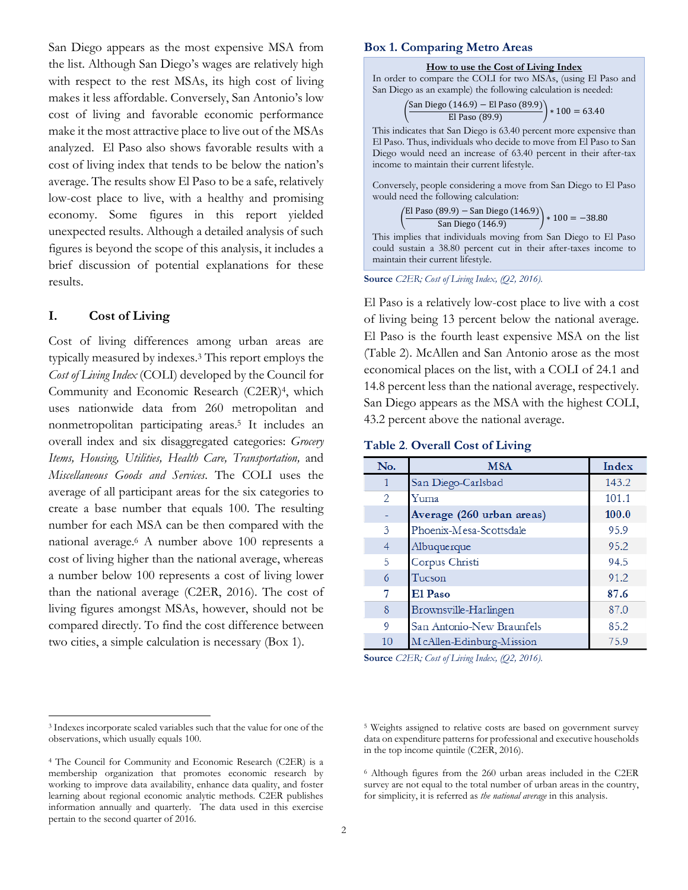San Diego appears as the most expensive MSA from the list. Although San Diego's wages are relatively high with respect to the rest MSAs, its high cost of living makes it less affordable. Conversely, San Antonio's low cost of living and favorable economic performance make it the most attractive place to live out of the MSAs analyzed. El Paso also shows favorable results with a cost of living index that tends to be below the nation's average. The results show El Paso to be a safe, relatively low-cost place to live, with a healthy and promising economy. Some figures in this report yielded unexpected results. Although a detailed analysis of such figures is beyond the scope of this analysis, it includes a brief discussion of potential explanations for these results.

## I. Cost of Living

Cost of living differences among urban areas are typically measured by indexes.[3] This report employs the *Cost of Living Index* (COLI) developed by the Council for Community and Economic Research (C2ER)[4], which uses nationwide data from 260 metropolitan and nonmetropolitan participating areas.[5] It includes an overall index and six disaggregated categories: *Grocery Items, Housing, Utilities, Health Care, Transportation,* and *Miscellaneous Goods and Services*. The COLI uses the average of all participant areas for the six categories to create a base number that equals 100. The resulting number for each MSA can be then compared with the national average.[6] A number above 100 represents a cost of living higher than the national average, whereas a number below 100 represents a cost of living lower than the national average (C2ER, 2016). The cost of living figures amongst MSAs, however, should not be compared directly. To find the cost difference between two cities, a simple calculation is necessary (Box 1).

### Box 1. Comparing Metro Areas

**How to use the Cost of Living Index**

In order to compare the COLI for two MSAs, (using El Paso and San Diego as an example) the following calculation is needed:

$$\left(\frac{\text{San Diego (146.9)} - \text{El Paso (89.9)}}{\text{El Paso (89.9)}}\right) * 100 = 63.40$$

This indicates that San Diego is 63.40 percent more expensive than El Paso. Thus, individuals who decide to move from El Paso to San Diego would need an increase of 63.40 percent in their after-tax income to maintain their current lifestyle.

Conversely, people considering a move from San Diego to El Paso would need the following calculation:

$$\left(\frac{\text{El Paso (89.9)} - \text{San Diego (146.9)}}{\text{San Diego (146.9)}}\right) * 100 = -38.80$$

This implies that individuals moving from San Diego to El Paso could sustain a 38.80 percent cut in their after-taxes income to maintain their current lifestyle.

**Source** *C2ER; Cost of Living Index, (Q2, 2016).*

El Paso is a relatively low-cost place to live with a cost of living being 13 percent below the national average. El Paso is the fourth least expensive MSA on the list (Table 2). McAllen and San Antonio arose as the most economical places on the list, with a COLI of 24.1 and 14.8 percent less than the national average, respectively. San Diego appears as the MSA with the highest COLI, 43.2 percent above the national average.

### Table 2. Overall Cost of Living

| No. | MSA | Index |
|---|---|---|
| 1 | San Diego-Carlsbad | 143.2 |
| 2 | Yuma | 101.1 |
| - | **Average (260 urban areas)** | **100.0** |
| 3 | Phoenix-Mesa-Scottsdale | 95.9 |
| 4 | Albuquerque | 95.2 |
| 5 | Corpus Christi | 94.5 |
| 6 | Tucson | 91.2 |
| **7** | **El Paso** | **87.6** |
| 8 | Brownsville-Harlingen | 87.0 |
| 9 | San Antonio-New Braunfels | 85.2 |
| 10 | McAllen-Edinburg-Mission | 75.9 |

**Source** *C2ER; Cost of Living Index, (Q2, 2016).*

---

[3] Indexes incorporate scaled variables such that the value for one of the observations, which usually equals 100.

[4] The Council for Community and Economic Research (C2ER) is a membership organization that promotes economic research by working to improve data availability, enhance data quality, and foster learning about regional economic analytic methods. C2ER publishes information annually and quarterly. The data used in this exercise pertain to the second quarter of 2016.

[5] Weights assigned to relative costs are based on government survey data on expenditure patterns for professional and executive households in the top income quintile (C2ER, 2016).

[6] Although figures from the 260 urban areas included in the C2ER survey are not equal to the total number of urban areas in the country, for simplicity, it is referred as *the national average* in this analysis.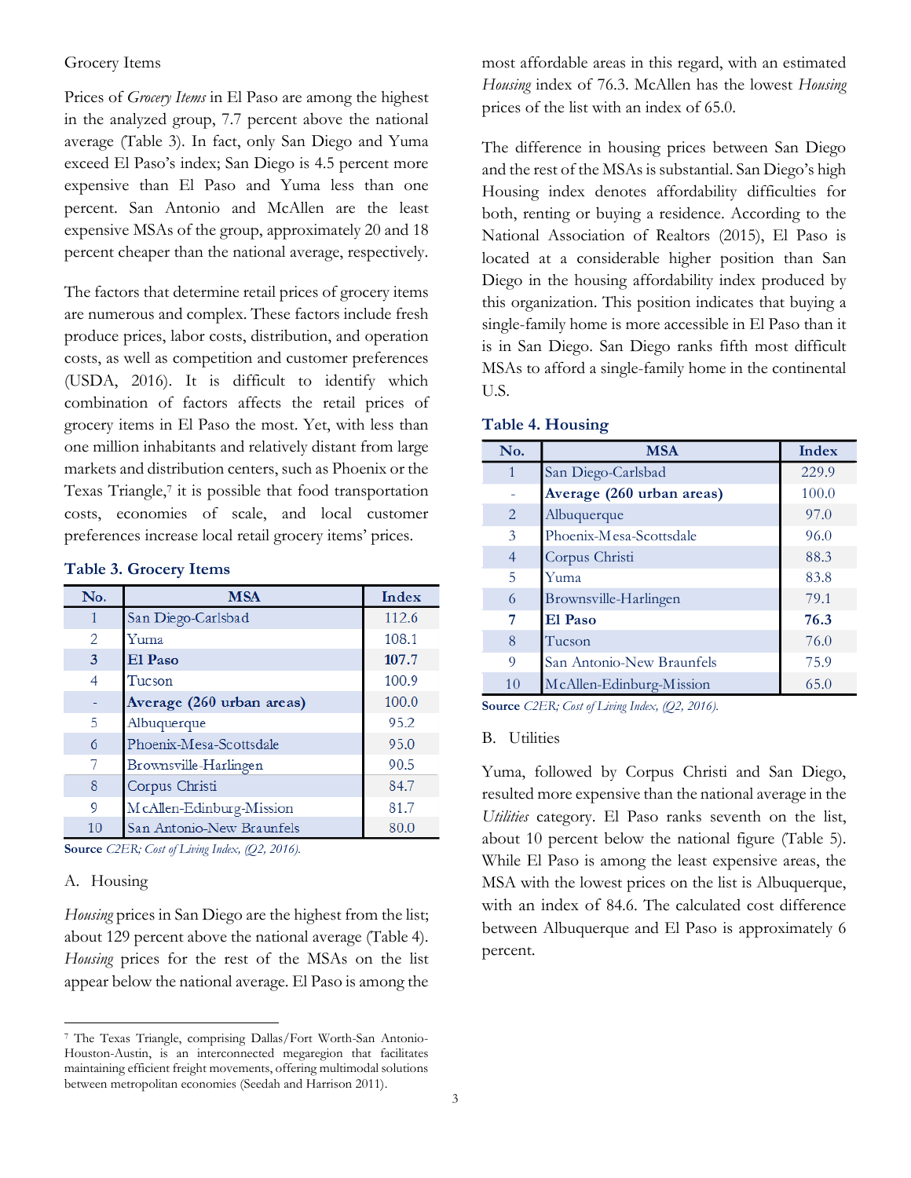Grocery Items

Prices of *Grocery Items* in El Paso are among the highest in the analyzed group, 7.7 percent above the national average (Table 3). In fact, only San Diego and Yuma exceed El Paso's index; San Diego is 4.5 percent more expensive than El Paso and Yuma less than one percent. San Antonio and McAllen are the least expensive MSAs of the group, approximately 20 and 18 percent cheaper than the national average, respectively.

The factors that determine retail prices of grocery items are numerous and complex. These factors include fresh produce prices, labor costs, distribution, and operation costs, as well as competition and customer preferences (USDA, 2016). It is difficult to identify which combination of factors affects the retail prices of grocery items in El Paso the most. Yet, with less than one million inhabitants and relatively distant from large markets and distribution centers, such as Phoenix or the Texas Triangle,[7] it is possible that food transportation costs, economies of scale, and local customer preferences increase local retail grocery items' prices.

**Table 3. Grocery Items**

| No. | MSA | Index |
|---|---|---|
| 1 | San Diego-Carlsbad | 112.6 |
| 2 | Yuma | 108.1 |
| **3** | **El Paso** | **107.7** |
| 4 | Tucson | 100.9 |
| - | **Average (260 urban areas)** | 100.0 |
| 5 | Albuquerque | 95.2 |
| 6 | Phoenix-Mesa-Scottsdale | 95.0 |
| 7 | Brownsville-Harlingen | 90.5 |
| 8 | Corpus Christi | 84.7 |
| 9 | McAllen-Edinburg-Mission | 81.7 |
| 10 | San Antonio-New Braunfels | 80.0 |

**Source** *C2ER; Cost of Living Index, (Q2, 2016).*

A. Housing

*Housing* prices in San Diego are the highest from the list; about 129 percent above the national average (Table 4). *Housing* prices for the rest of the MSAs on the list appear below the national average. El Paso is among the most affordable areas in this regard, with an estimated *Housing* index of 76.3. McAllen has the lowest *Housing* prices of the list with an index of 65.0.

The difference in housing prices between San Diego and the rest of the MSAs is substantial. San Diego's high Housing index denotes affordability difficulties for both, renting or buying a residence. According to the National Association of Realtors (2015), El Paso is located at a considerable higher position than San Diego in the housing affordability index produced by this organization. This position indicates that buying a single-family home is more accessible in El Paso than it is in San Diego. San Diego ranks fifth most difficult MSAs to afford a single-family home in the continental U.S.

**Table 4. Housing**

| No. | MSA | Index |
|---|---|---|
| 1 | San Diego-Carlsbad | 229.9 |
| - | **Average (260 urban areas)** | 100.0 |
| 2 | Albuquerque | 97.0 |
| 3 | Phoenix-Mesa-Scottsdale | 96.0 |
| 4 | Corpus Christi | 88.3 |
| 5 | Yuma | 83.8 |
| 6 | Brownsville-Harlingen | 79.1 |
| **7** | **El Paso** | **76.3** |
| 8 | Tucson | 76.0 |
| 9 | San Antonio-New Braunfels | 75.9 |
| 10 | McAllen-Edinburg-Mission | 65.0 |

**Source** *C2ER; Cost of Living Index, (Q2, 2016).*

B. Utilities

Yuma, followed by Corpus Christi and San Diego, resulted more expensive than the national average in the *Utilities* category. El Paso ranks seventh on the list, about 10 percent below the national figure (Table 5). While El Paso is among the least expensive areas, the MSA with the lowest prices on the list is Albuquerque, with an index of 84.6. The calculated cost difference between Albuquerque and El Paso is approximately 6 percent.

---

[7] The Texas Triangle, comprising Dallas/Fort Worth-San Antonio-Houston-Austin, is an interconnected megaregion that facilitates maintaining efficient freight movements, offering multimodal solutions between metropolitan economies (Seedah and Harrison 2011).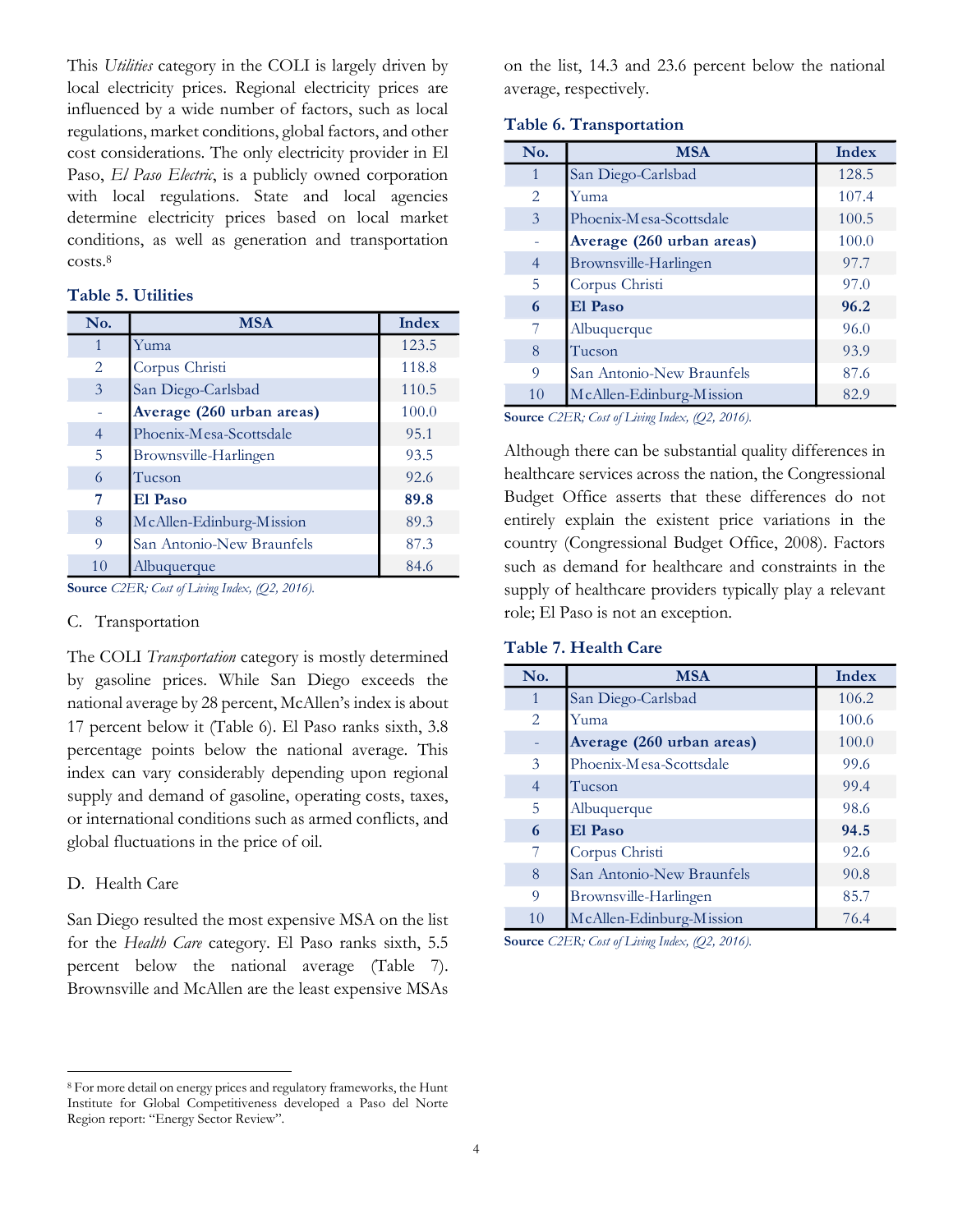This *Utilities* category in the COLI is largely driven by local electricity prices. Regional electricity prices are influenced by a wide number of factors, such as local regulations, market conditions, global factors, and other cost considerations. The only electricity provider in El Paso, *El Paso Electric*, is a publicly owned corporation with local regulations. State and local agencies determine electricity prices based on local market conditions, as well as generation and transportation costs.[8]

**Table 5. Utilities**

| No. | MSA | Index |
|---|---|---|
| 1 | Yuma | 123.5 |
| 2 | Corpus Christi | 118.8 |
| 3 | San Diego-Carlsbad | 110.5 |
| - | **Average (260 urban areas)** | 100.0 |
| 4 | Phoenix-Mesa-Scottsdale | 95.1 |
| 5 | Brownsville-Harlingen | 93.5 |
| 6 | Tucson | 92.6 |
| **7** | **El Paso** | **89.8** |
| 8 | McAllen-Edinburg-Mission | 89.3 |
| 9 | San Antonio-New Braunfels | 87.3 |
| 10 | Albuquerque | 84.6 |

**Source** *C2ER; Cost of Living Index, (Q2, 2016).*

C. Transportation

The COLI *Transportation* category is mostly determined by gasoline prices. While San Diego exceeds the national average by 28 percent, McAllen's index is about 17 percent below it (Table 6). El Paso ranks sixth, 3.8 percentage points below the national average. This index can vary considerably depending upon regional supply and demand of gasoline, operating costs, taxes, or international conditions such as armed conflicts, and global fluctuations in the price of oil.

D. Health Care

San Diego resulted the most expensive MSA on the list for the *Health Care* category. El Paso ranks sixth, 5.5 percent below the national average (Table 7). Brownsville and McAllen are the least expensive MSAs on the list, 14.3 and 23.6 percent below the national average, respectively.

**Table 6. Transportation**

| No. | MSA | Index |
|---|---|---|
| 1 | San Diego-Carlsbad | 128.5 |
| 2 | Yuma | 107.4 |
| 3 | Phoenix-Mesa-Scottsdale | 100.5 |
| - | **Average (260 urban areas)** | 100.0 |
| 4 | Brownsville-Harlingen | 97.7 |
| 5 | Corpus Christi | 97.0 |
| **6** | **El Paso** | **96.2** |
| 7 | Albuquerque | 96.0 |
| 8 | Tucson | 93.9 |
| 9 | San Antonio-New Braunfels | 87.6 |
| 10 | McAllen-Edinburg-Mission | 82.9 |

**Source** *C2ER; Cost of Living Index, (Q2, 2016).*

Although there can be substantial quality differences in healthcare services across the nation, the Congressional Budget Office asserts that these differences do not entirely explain the existent price variations in the country (Congressional Budget Office, 2008). Factors such as demand for healthcare and constraints in the supply of healthcare providers typically play a relevant role; El Paso is not an exception.

**Table 7. Health Care**

| No. | MSA | Index |
|---|---|---|
| 1 | San Diego-Carlsbad | 106.2 |
| 2 | Yuma | 100.6 |
| - | **Average (260 urban areas)** | 100.0 |
| 3 | Phoenix-Mesa-Scottsdale | 99.6 |
| 4 | Tucson | 99.4 |
| 5 | Albuquerque | 98.6 |
| **6** | **El Paso** | **94.5** |
| 7 | Corpus Christi | 92.6 |
| 8 | San Antonio-New Braunfels | 90.8 |
| 9 | Brownsville-Harlingen | 85.7 |
| 10 | McAllen-Edinburg-Mission | 76.4 |

**Source** *C2ER; Cost of Living Index, (Q2, 2016).*

[8] For more detail on energy prices and regulatory frameworks, the Hunt Institute for Global Competitiveness developed a Paso del Norte Region report: "Energy Sector Review".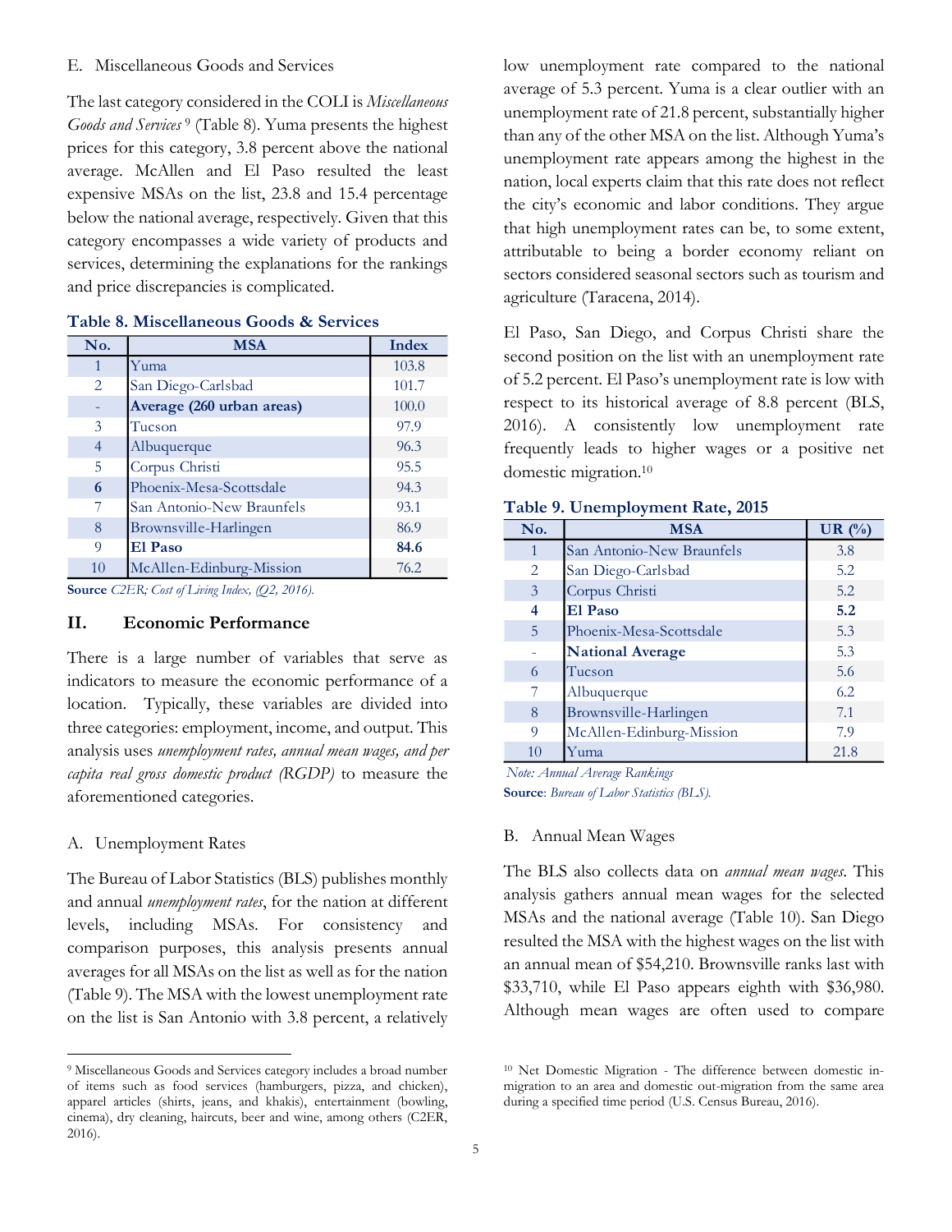### E. Miscellaneous Goods and Services

The last category considered in the COLI is *Miscellaneous Goods and Services* [9] (Table 8). Yuma presents the highest prices for this category, 3.8 percent above the national average. McAllen and El Paso resulted the least expensive MSAs on the list, 23.8 and 15.4 percentage below the national average, respectively. Given that this category encompasses a wide variety of products and services, determining the explanations for the rankings and price discrepancies is complicated.

**Table 8. Miscellaneous Goods & Services**

| No. | MSA | Index |
|---|---|---|
| 1 | Yuma | 103.8 |
| 2 | San Diego-Carlsbad | 101.7 |
| - | **Average (260 urban areas)** | 100.0 |
| 3 | Tucson | 97.9 |
| 4 | Albuquerque | 96.3 |
| 5 | Corpus Christi | 95.5 |
| **6** | Phoenix-Mesa-Scottsdale | 94.3 |
| 7 | San Antonio-New Braunfels | 93.1 |
| 8 | Brownsville-Harlingen | 86.9 |
| 9 | **El Paso** | **84.6** |
| 10 | McAllen-Edinburg-Mission | 76.2 |

**Source** *C2ER; Cost of Living Index, (Q2, 2016).*

## II. Economic Performance

There is a large number of variables that serve as indicators to measure the economic performance of a location. Typically, these variables are divided into three categories: employment, income, and output. This analysis uses *unemployment rates, annual mean wages, and per capita real gross domestic product (RGDP)* to measure the aforementioned categories.

### A. Unemployment Rates

The Bureau of Labor Statistics (BLS) publishes monthly and annual *unemployment rates*, for the nation at different levels, including MSAs. For consistency and comparison purposes, this analysis presents annual averages for all MSAs on the list as well as for the nation (Table 9). The MSA with the lowest unemployment rate on the list is San Antonio with 3.8 percent, a relatively low unemployment rate compared to the national average of 5.3 percent. Yuma is a clear outlier with an unemployment rate of 21.8 percent, substantially higher than any of the other MSA on the list. Although Yuma's unemployment rate appears among the highest in the nation, local experts claim that this rate does not reflect the city's economic and labor conditions. They argue that high unemployment rates can be, to some extent, attributable to being a border economy reliant on sectors considered seasonal sectors such as tourism and agriculture (Taracena, 2014).

El Paso, San Diego, and Corpus Christi share the second position on the list with an unemployment rate of 5.2 percent. El Paso's unemployment rate is low with respect to its historical average of 8.8 percent (BLS, 2016). A consistently low unemployment rate frequently leads to higher wages or a positive net domestic migration.[10]

**Table 9. Unemployment Rate, 2015**

| No. | MSA | UR (%) |
|---|---|---|
| 1 | San Antonio-New Braunfels | 3.8 |
| 2 | San Diego-Carlsbad | 5.2 |
| 3 | Corpus Christi | 5.2 |
| **4** | **El Paso** | **5.2** |
| 5 | Phoenix-Mesa-Scottsdale | 5.3 |
| - | **National Average** | 5.3 |
| 6 | Tucson | 5.6 |
| 7 | Albuquerque | 6.2 |
| 8 | Brownsville-Harlingen | 7.1 |
| 9 | McAllen-Edinburg-Mission | 7.9 |
| 10 | Yuma | 21.8 |

*Note: Annual Average Rankings*

**Source**: *Bureau of Labor Statistics (BLS).*

### B. Annual Mean Wages

The BLS also collects data on *annual mean wages*. This analysis gathers annual mean wages for the selected MSAs and the national average (Table 10). San Diego resulted the MSA with the highest wages on the list with an annual mean of $54,210. Brownsville ranks last with $33,710, while El Paso appears eighth with $36,980. Although mean wages are often used to compare

---

[9] Miscellaneous Goods and Services category includes a broad number of items such as food services (hamburgers, pizza, and chicken), apparel articles (shirts, jeans, and khakis), entertainment (bowling, cinema), dry cleaning, haircuts, beer and wine, among others (C2ER, 2016).

[10] Net Domestic Migration - The difference between domestic in-migration to an area and domestic out-migration from the same area during a specified time period (U.S. Census Bureau, 2016).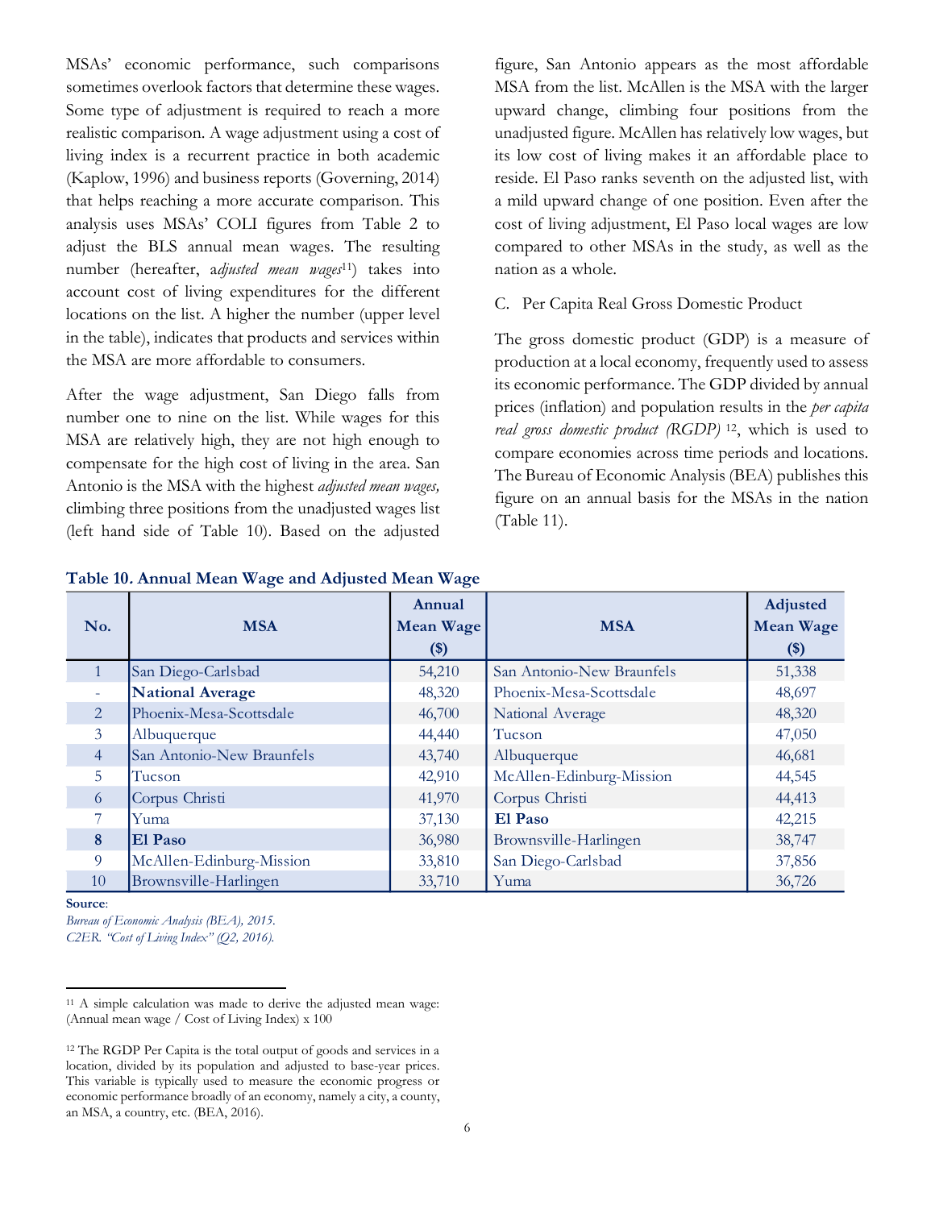MSAs' economic performance, such comparisons sometimes overlook factors that determine these wages. Some type of adjustment is required to reach a more realistic comparison. A wage adjustment using a cost of living index is a recurrent practice in both academic (Kaplow, 1996) and business reports (Governing, 2014) that helps reaching a more accurate comparison. This analysis uses MSAs' COLI figures from Table 2 to adjust the BLS annual mean wages. The resulting number (hereafter, a*djusted mean wages*[11]) takes into account cost of living expenditures for the different locations on the list. A higher the number (upper level in the table), indicates that products and services within the MSA are more affordable to consumers.

After the wage adjustment, San Diego falls from number one to nine on the list. While wages for this MSA are relatively high, they are not high enough to compensate for the high cost of living in the area. San Antonio is the MSA with the highest *adjusted mean wages,* climbing three positions from the unadjusted wages list (left hand side of Table 10). Based on the adjusted figure, San Antonio appears as the most affordable MSA from the list. McAllen is the MSA with the larger upward change, climbing four positions from the unadjusted figure. McAllen has relatively low wages, but its low cost of living makes it an affordable place to reside. El Paso ranks seventh on the adjusted list, with a mild upward change of one position. Even after the cost of living adjustment, El Paso local wages are low compared to other MSAs in the study, as well as the nation as a whole.

C. Per Capita Real Gross Domestic Product

The gross domestic product (GDP) is a measure of production at a local economy, frequently used to assess its economic performance. The GDP divided by annual prices (inflation) and population results in the *per capita real gross domestic product (RGDP)* [12], which is used to compare economies across time periods and locations. The Bureau of Economic Analysis (BEA) publishes this figure on an annual basis for the MSAs in the nation (Table 11).

**Table 10. Annual Mean Wage and Adjusted Mean Wage**

| No. | MSA | Annual Mean Wage ($) | MSA | Adjusted Mean Wage ($) |
|---|---|---|---|---|
| 1 | San Diego-Carlsbad | 54,210 | San Antonio-New Braunfels | 51,338 |
| - | **National Average** | 48,320 | Phoenix-Mesa-Scottsdale | 48,697 |
| 2 | Phoenix-Mesa-Scottsdale | 46,700 | National Average | 48,320 |
| 3 | Albuquerque | 44,440 | Tucson | 47,050 |
| 4 | San Antonio-New Braunfels | 43,740 | Albuquerque | 46,681 |
| 5 | Tucson | 42,910 | McAllen-Edinburg-Mission | 44,545 |
| 6 | Corpus Christi | 41,970 | Corpus Christi | 44,413 |
| 7 | Yuma | 37,130 | **El Paso** | 42,215 |
| **8** | **El Paso** | 36,980 | Brownsville-Harlingen | 38,747 |
| 9 | McAllen-Edinburg-Mission | 33,810 | San Diego-Carlsbad | 37,856 |
| 10 | Brownsville-Harlingen | 33,710 | Yuma | 36,726 |

**Source**:
*Bureau of Economic Analysis (BEA), 2015.*
*C2ER. "Cost of Living Index" (Q2, 2016).*

[11] A simple calculation was made to derive the adjusted mean wage: (Annual mean wage / Cost of Living Index) x 100

[12] The RGDP Per Capita is the total output of goods and services in a location, divided by its population and adjusted to base-year prices. This variable is typically used to measure the economic progress or economic performance broadly of an economy, namely a city, a county, an MSA, a country, etc. (BEA, 2016).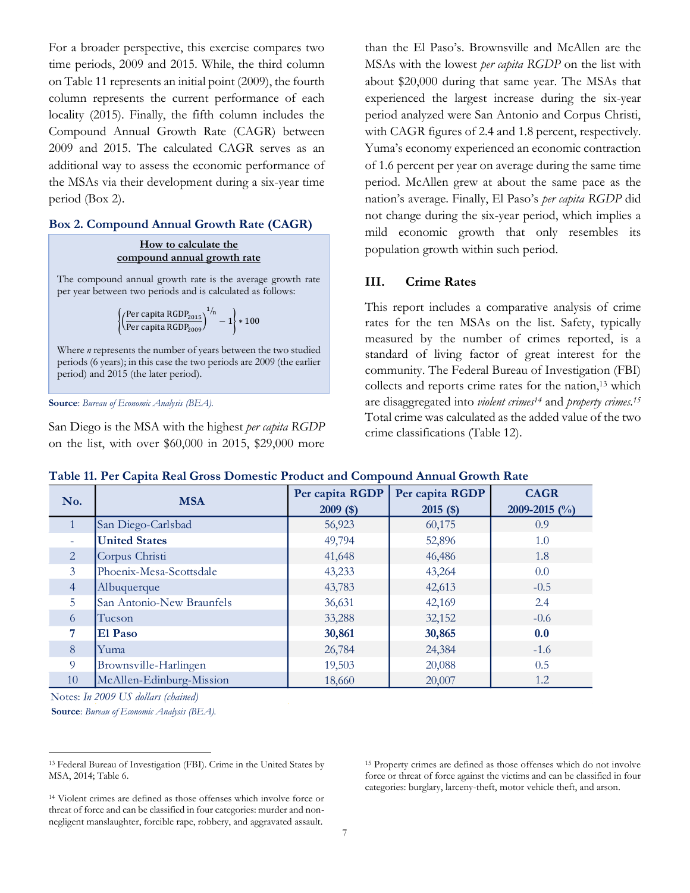For a broader perspective, this exercise compares two time periods, 2009 and 2015. While, the third column on Table 11 represents an initial point (2009), the fourth column represents the current performance of each locality (2015). Finally, the fifth column includes the Compound Annual Growth Rate (CAGR) between 2009 and 2015. The calculated CAGR serves as an additional way to assess the economic performance of the MSAs via their development during a six-year time period (Box 2).

### Box 2. Compound Annual Growth Rate (CAGR)

**How to calculate the compound annual growth rate**

The compound annual growth rate is the average growth rate per year between two periods and is calculated as follows:

$$\left\{\left(\frac{\text{Per capita RGDP}_{2015}}{\text{Per capita RGDP}_{2009}}\right)^{1/n} - 1\right\} * 100$$

Where *n* represents the number of years between the two studied periods (6 years); in this case the two periods are 2009 (the earlier period) and 2015 (the later period).

**Source**: *Bureau of Economic Analysis (BEA).*

San Diego is the MSA with the highest *per capita RGDP* on the list, with over $60,000 in 2015, $29,000 more than the El Paso's. Brownsville and McAllen are the MSAs with the lowest *per capita RGDP* on the list with about $20,000 during that same year. The MSAs that experienced the largest increase during the six-year period analyzed were San Antonio and Corpus Christi, with CAGR figures of 2.4 and 1.8 percent, respectively. Yuma's economy experienced an economic contraction of 1.6 percent per year on average during the same time period. McAllen grew at about the same pace as the nation's average. Finally, El Paso's *per capita RGDP* did not change during the six-year period, which implies a mild economic growth that only resembles its population growth within such period.

## III. Crime Rates

This report includes a comparative analysis of crime rates for the ten MSAs on the list. Safety, typically measured by the number of crimes reported, is a standard of living factor of great interest for the community. The Federal Bureau of Investigation (FBI) collects and reports crime rates for the nation,[13] which are disaggregated into *violent crimes*[14] and *property crimes.*[15] Total crime was calculated as the added value of the two crime classifications (Table 12).

**Table 11. Per Capita Real Gross Domestic Product and Compound Annual Growth Rate**

| No. | MSA | Per capita RGDP 2009 ($) | Per capita RGDP 2015 ($) | CAGR 2009-2015 (%) |
|---|---|---|---|---|
| 1 | San Diego-Carlsbad | 56,923 | 60,175 | 0.9 |
| - | **United States** | 49,794 | 52,896 | 1.0 |
| 2 | Corpus Christi | 41,648 | 46,486 | 1.8 |
| 3 | Phoenix-Mesa-Scottsdale | 43,233 | 43,264 | 0.0 |
| 4 | Albuquerque | 43,783 | 42,613 | -0.5 |
| 5 | San Antonio-New Braunfels | 36,631 | 42,169 | 2.4 |
| 6 | Tucson | 33,288 | 32,152 | -0.6 |
| **7** | **El Paso** | **30,861** | **30,865** | **0.0** |
| 8 | Yuma | 26,784 | 24,384 | -1.6 |
| 9 | Brownsville-Harlingen | 19,503 | 20,088 | 0.5 |
| 10 | McAllen-Edinburg-Mission | 18,660 | 20,007 | 1.2 |

Notes: *In 2009 US dollars (chained)*

**Source**: *Bureau of Economic Analysis (BEA).*

[13] Federal Bureau of Investigation (FBI). Crime in the United States by MSA, 2014; Table 6.

[14] Violent crimes are defined as those offenses which involve force or threat of force and can be classified in four categories: murder and non-negligent manslaughter, forcible rape, robbery, and aggravated assault.

[15] Property crimes are defined as those offenses which do not involve force or threat of force against the victims and can be classified in four categories: burglary, larceny-theft, motor vehicle theft, and arson.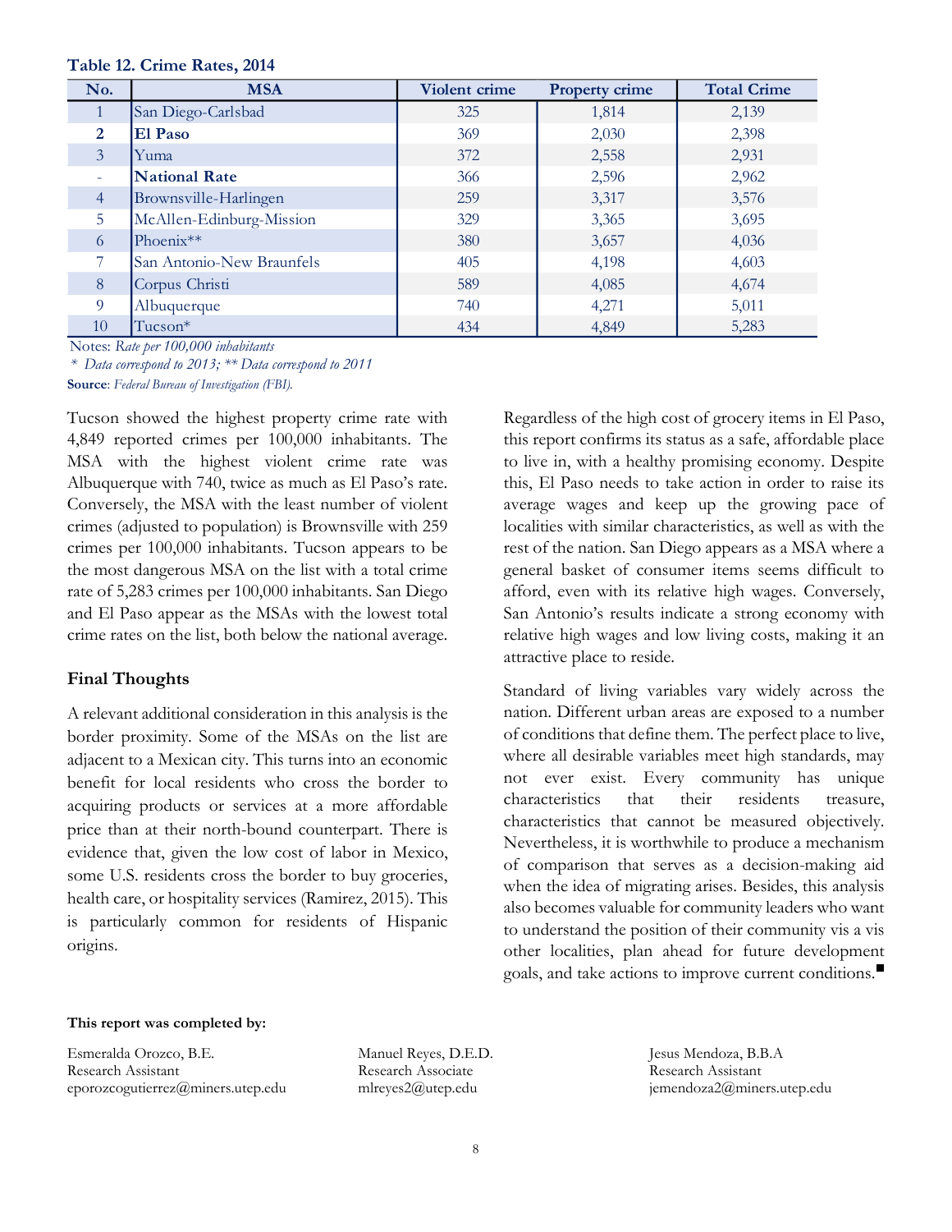**Table 12. Crime Rates, 2014**

| No. | MSA | Violent crime | Property crime | Total Crime |
|---|---|---|---|---|
| 1 | San Diego-Carlsbad | 325 | 1,814 | 2,139 |
| **2** | **El Paso** | 369 | 2,030 | 2,398 |
| 3 | Yuma | 372 | 2,558 | 2,931 |
| - | **National Rate** | 366 | 2,596 | 2,962 |
| 4 | Brownsville-Harlingen | 259 | 3,317 | 3,576 |
| 5 | McAllen-Edinburg-Mission | 329 | 3,365 | 3,695 |
| 6 | Phoenix** | 380 | 3,657 | 4,036 |
| 7 | San Antonio-New Braunfels | 405 | 4,198 | 4,603 |
| 8 | Corpus Christi | 589 | 4,085 | 4,674 |
| 9 | Albuquerque | 740 | 4,271 | 5,011 |
| 10 | Tucson* | 434 | 4,849 | 5,283 |

Notes: *Rate per 100,000 inhabitants*

*\* Data correspond to 2013; \*\* Data correspond to 2011*

**Source**: *Federal Bureau of Investigation (FBI).*

Tucson showed the highest property crime rate with 4,849 reported crimes per 100,000 inhabitants. The MSA with the highest violent crime rate was Albuquerque with 740, twice as much as El Paso's rate. Conversely, the MSA with the least number of violent crimes (adjusted to population) is Brownsville with 259 crimes per 100,000 inhabitants. Tucson appears to be the most dangerous MSA on the list with a total crime rate of 5,283 crimes per 100,000 inhabitants. San Diego and El Paso appear as the MSAs with the lowest total crime rates on the list, both below the national average.

## Final Thoughts

A relevant additional consideration in this analysis is the border proximity. Some of the MSAs on the list are adjacent to a Mexican city. This turns into an economic benefit for local residents who cross the border to acquiring products or services at a more affordable price than at their north-bound counterpart. There is evidence that, given the low cost of labor in Mexico, some U.S. residents cross the border to buy groceries, health care, or hospitality services (Ramirez, 2015). This is particularly common for residents of Hispanic origins.

Regardless of the high cost of grocery items in El Paso, this report confirms its status as a safe, affordable place to live in, with a healthy promising economy. Despite this, El Paso needs to take action in order to raise its average wages and keep up the growing pace of localities with similar characteristics, as well as with the rest of the nation. San Diego appears as a MSA where a general basket of consumer items seems difficult to afford, even with its relative high wages. Conversely, San Antonio's results indicate a strong economy with relative high wages and low living costs, making it an attractive place to reside.

Standard of living variables vary widely across the nation. Different urban areas are exposed to a number of conditions that define them. The perfect place to live, where all desirable variables meet high standards, may not ever exist. Every community has unique characteristics that their residents treasure, characteristics that cannot be measured objectively. Nevertheless, it is worthwhile to produce a mechanism of comparison that serves as a decision-making aid when the idea of migrating arises. Besides, this analysis also becomes valuable for community leaders who want to understand the position of their community vis a vis other localities, plan ahead for future development goals, and take actions to improve current conditions.■

**This report was completed by:**

Esmeralda Orozco, B.E.
Research Assistant
eporozcogutierrez@miners.utep.edu

Manuel Reyes, D.E.D.
Research Associate
mlreyes2@utep.edu

Jesus Mendoza, B.B.A
Research Assistant
jemendoza2@miners.utep.edu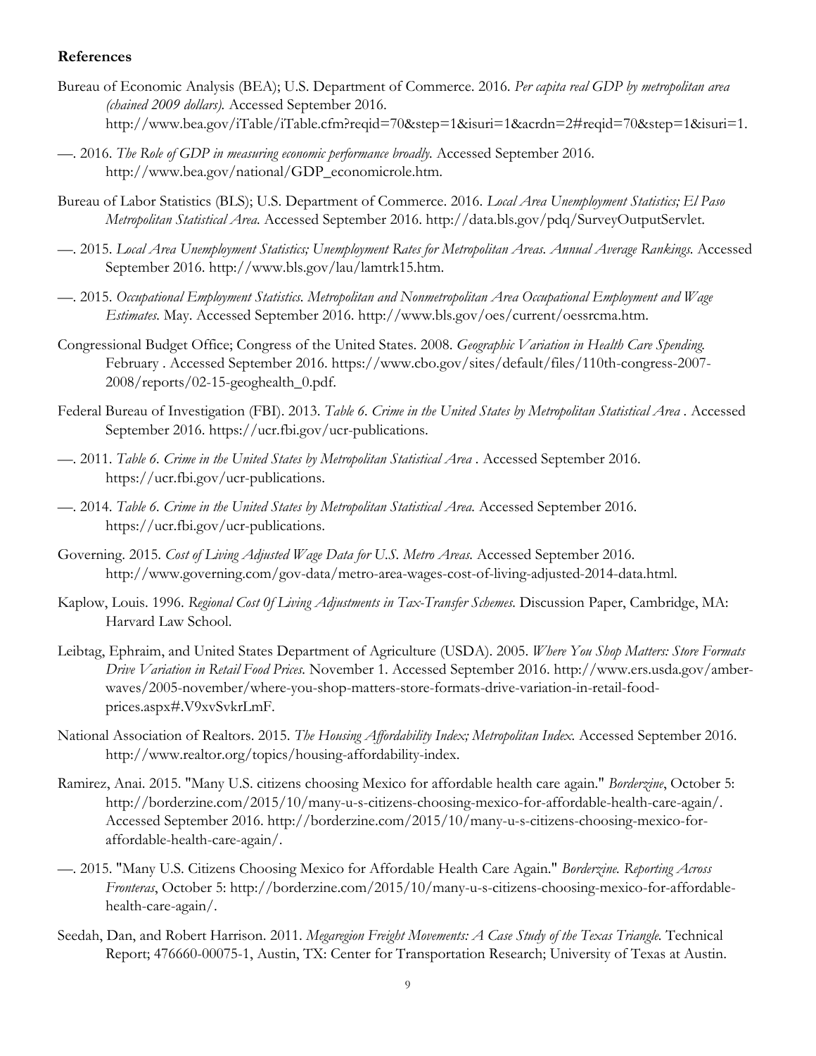**References**

Bureau of Economic Analysis (BEA); U.S. Department of Commerce. 2016. *Per capita real GDP by metropolitan area (chained 2009 dollars).* Accessed September 2016. http://www.bea.gov/iTable/iTable.cfm?reqid=70&step=1&isuri=1&acrdn=2#reqid=70&step=1&isuri=1.

—. 2016. *The Role of GDP in measuring economic performance broadly.* Accessed September 2016. http://www.bea.gov/national/GDP_economicrole.htm.

Bureau of Labor Statistics (BLS); U.S. Department of Commerce. 2016. *Local Area Unemployment Statistics; El Paso Metropolitan Statistical Area.* Accessed September 2016. http://data.bls.gov/pdq/SurveyOutputServlet.

—. 2015. *Local Area Unemployment Statistics; Unemployment Rates for Metropolitan Areas. Annual Average Rankings.* Accessed September 2016. http://www.bls.gov/lau/lamtrk15.htm.

—. 2015. *Occupational Employment Statistics. Metropolitan and Nonmetropolitan Area Occupational Employment and Wage Estimates.* May. Accessed September 2016. http://www.bls.gov/oes/current/oessrcma.htm.

Congressional Budget Office; Congress of the United States. 2008. *Geographic Variation in Health Care Spending.* February . Accessed September 2016. https://www.cbo.gov/sites/default/files/110th-congress-2007-2008/reports/02-15-geoghealth_0.pdf.

Federal Bureau of Investigation (FBI). 2013. *Table 6. Crime in the United States by Metropolitan Statistical Area* . Accessed September 2016. https://ucr.fbi.gov/ucr-publications.

—. 2011. *Table 6. Crime in the United States by Metropolitan Statistical Area* . Accessed September 2016. https://ucr.fbi.gov/ucr-publications.

—. 2014. *Table 6. Crime in the United States by Metropolitan Statistical Area.* Accessed September 2016. https://ucr.fbi.gov/ucr-publications.

Governing. 2015. *Cost of Living Adjusted Wage Data for U.S. Metro Areas.* Accessed September 2016. http://www.governing.com/gov-data/metro-area-wages-cost-of-living-adjusted-2014-data.html.

Kaplow, Louis. 1996. *Regional Cost 0f Living Adjustments in Tax-Transfer Schemes.* Discussion Paper, Cambridge, MA: Harvard Law School.

Leibtag, Ephraim, and United States Department of Agriculture (USDA). 2005. *Where You Shop Matters: Store Formats Drive Variation in Retail Food Prices.* November 1. Accessed September 2016. http://www.ers.usda.gov/amber-waves/2005-november/where-you-shop-matters-store-formats-drive-variation-in-retail-food-prices.aspx#.V9xvSvkrLmF.

National Association of Realtors. 2015. *The Housing Affordability Index; Metropolitan Index.* Accessed September 2016. http://www.realtor.org/topics/housing-affordability-index.

Ramirez, Anai. 2015. "Many U.S. citizens choosing Mexico for affordable health care again." *Borderzine*, October 5: http://borderzine.com/2015/10/many-u-s-citizens-choosing-mexico-for-affordable-health-care-again/. Accessed September 2016. http://borderzine.com/2015/10/many-u-s-citizens-choosing-mexico-for-affordable-health-care-again/.

—. 2015. "Many U.S. Citizens Choosing Mexico for Affordable Health Care Again." *Borderzine. Reporting Across Fronteras*, October 5: http://borderzine.com/2015/10/many-u-s-citizens-choosing-mexico-for-affordable-health-care-again/.

Seedah, Dan, and Robert Harrison. 2011. *Megaregion Freight Movements: A Case Study of the Texas Triangle.* Technical Report; 476660-00075-1, Austin, TX: Center for Transportation Research; University of Texas at Austin.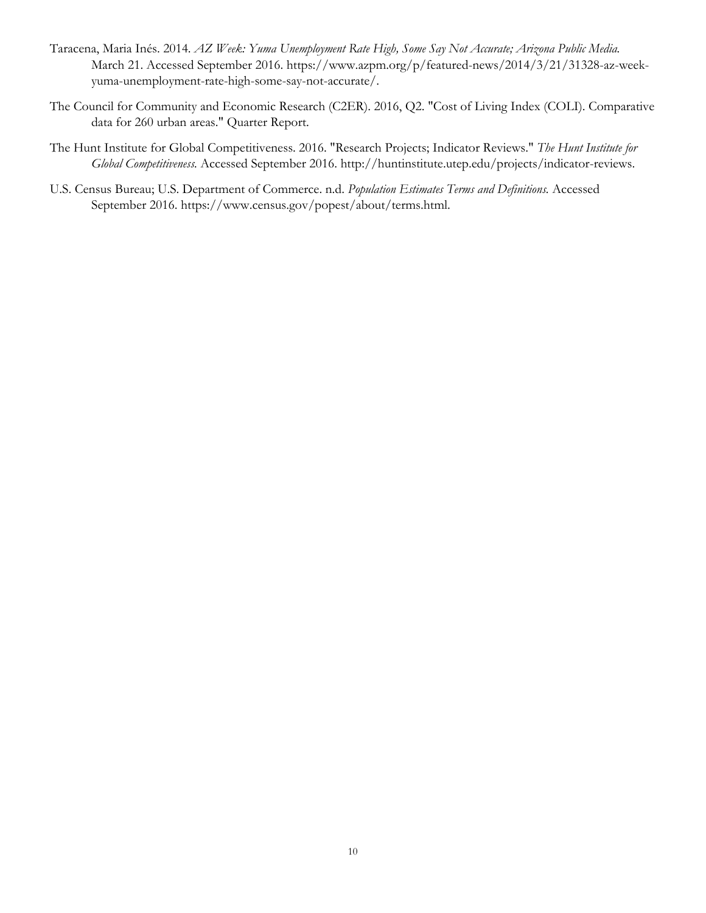Taracena, Maria Inés. 2014. *AZ Week: Yuma Unemployment Rate High, Some Say Not Accurate; Arizona Public Media.* March 21. Accessed September 2016. https://www.azpm.org/p/featured-news/2014/3/21/31328-az-week-yuma-unemployment-rate-high-some-say-not-accurate/.

The Council for Community and Economic Research (C2ER). 2016, Q2. "Cost of Living Index (COLI). Comparative data for 260 urban areas." Quarter Report.

The Hunt Institute for Global Competitiveness. 2016. "Research Projects; Indicator Reviews." *The Hunt Institute for Global Competitiveness.* Accessed September 2016. http://huntinstitute.utep.edu/projects/indicator-reviews.

U.S. Census Bureau; U.S. Department of Commerce. n.d. *Population Estimates Terms and Definitions.* Accessed September 2016. https://www.census.gov/popest/about/terms.html.